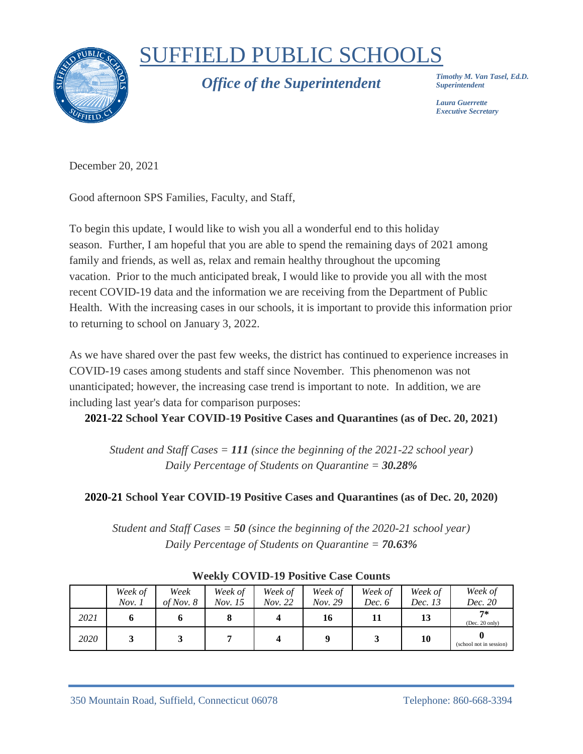# SUFFIELD PUBLIC SCHOOLS

## *Office of the Superintendent*

***Timothy M. Van Tasel, Ed.D.***
***Superintendent***

***Laura Guerrette***
***Executive Secretary***

December 20, 2021

Good afternoon SPS Families, Faculty, and Staff,

To begin this update, I would like to wish you all a wonderful end to this holiday season. Further, I am hopeful that you are able to spend the remaining days of 2021 among family and friends, as well as, relax and remain healthy throughout the upcoming vacation. Prior to the much anticipated break, I would like to provide you all with the most recent COVID-19 data and the information we are receiving from the Department of Public Health. With the increasing cases in our schools, it is important to provide this information prior to returning to school on January 3, 2022.

As we have shared over the past few weeks, the district has continued to experience increases in COVID-19 cases among students and staff since November. This phenomenon was not unanticipated; however, the increasing case trend is important to note. In addition, we are including last year's data for comparison purposes:

**2021-22 School Year COVID-19 Positive Cases and Quarantines (as of Dec. 20, 2021)**

*Student and Staff Cases = **111** (since the beginning of the 2021-22 school year)*
*Daily Percentage of Students on Quarantine = **30.28%***

**2020-21 School Year COVID-19 Positive Cases and Quarantines (as of Dec. 20, 2020)**

*Student and Staff Cases = **50** (since the beginning of the 2020-21 school year)*
*Daily Percentage of Students on Quarantine = **70.63%***

**Weekly COVID-19 Positive Case Counts**

| | *Week of Nov. 1* | *Week of Nov. 8* | *Week of Nov. 15* | *Week of Nov. 22* | *Week of Nov. 29* | *Week of Dec. 6* | *Week of Dec. 13* | *Week of Dec. 20* |
|---|---|---|---|---|---|---|---|---|
| *2021* | **6** | **6** | **8** | **4** | **16** | **11** | **13** | **7*** (Dec. 20 only) |
| *2020* | **3** | **3** | **7** | **4** | **9** | **3** | **10** | **0** (school not in session) |

350 Mountain Road, Suffield, Connecticut 06078 Telephone: 860-668-3394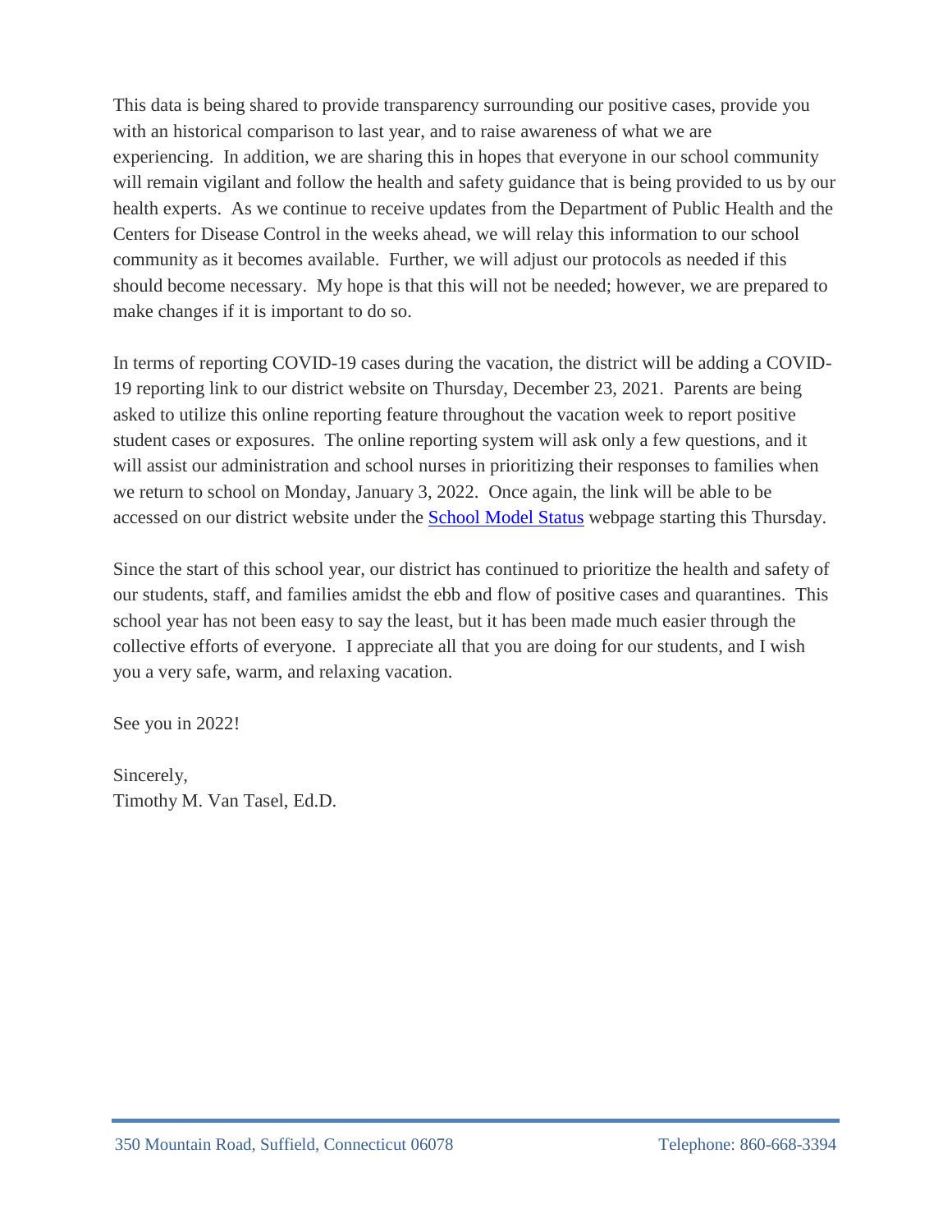This data is being shared to provide transparency surrounding our positive cases, provide you with an historical comparison to last year, and to raise awareness of what we are experiencing. In addition, we are sharing this in hopes that everyone in our school community will remain vigilant and follow the health and safety guidance that is being provided to us by our health experts. As we continue to receive updates from the Department of Public Health and the Centers for Disease Control in the weeks ahead, we will relay this information to our school community as it becomes available. Further, we will adjust our protocols as needed if this should become necessary. My hope is that this will not be needed; however, we are prepared to make changes if it is important to do so.

In terms of reporting COVID-19 cases during the vacation, the district will be adding a COVID-19 reporting link to our district website on Thursday, December 23, 2021. Parents are being asked to utilize this online reporting feature throughout the vacation week to report positive student cases or exposures. The online reporting system will ask only a few questions, and it will assist our administration and school nurses in prioritizing their responses to families when we return to school on Monday, January 3, 2022. Once again, the link will be able to be accessed on our district website under the School Model Status webpage starting this Thursday.

Since the start of this school year, our district has continued to prioritize the health and safety of our students, staff, and families amidst the ebb and flow of positive cases and quarantines. This school year has not been easy to say the least, but it has been made much easier through the collective efforts of everyone. I appreciate all that you are doing for our students, and I wish you a very safe, warm, and relaxing vacation.

See you in 2022!

Sincerely,
Timothy M. Van Tasel, Ed.D.

350 Mountain Road, Suffield, Connecticut 06078 Telephone: 860-668-3394